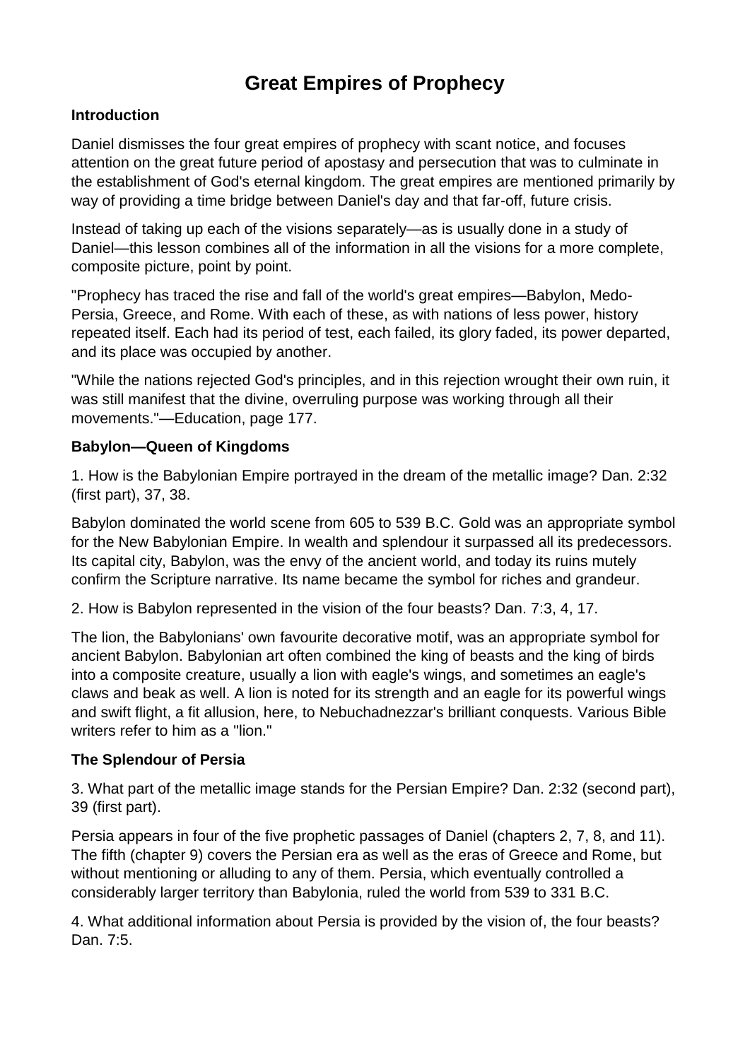# Great Empires of Prophecy

**Introduction**

Daniel dismisses the four great empires of prophecy with scant notice, and focuses attention on the great future period of apostasy and persecution that was to culminate in the establishment of God's eternal kingdom. The great empires are mentioned primarily by way of providing a time bridge between Daniel's day and that far-off, future crisis.

Instead of taking up each of the visions separately—as is usually done in a study of Daniel—this lesson combines all of the information in all the visions for a more complete, composite picture, point by point.

"Prophecy has traced the rise and fall of the world's great empires—Babylon, Medo-Persia, Greece, and Rome. With each of these, as with nations of less power, history repeated itself. Each had its period of test, each failed, its glory faded, its power departed, and its place was occupied by another.

"While the nations rejected God's principles, and in this rejection wrought their own ruin, it was still manifest that the divine, overruling purpose was working through all their movements."—Education, page 177.

**Babylon—Queen of Kingdoms**

1. How is the Babylonian Empire portrayed in the dream of the metallic image? Dan. 2:32 (first part), 37, 38.

Babylon dominated the world scene from 605 to 539 B.C. Gold was an appropriate symbol for the New Babylonian Empire. In wealth and splendour it surpassed all its predecessors. Its capital city, Babylon, was the envy of the ancient world, and today its ruins mutely confirm the Scripture narrative. Its name became the symbol for riches and grandeur.

2. How is Babylon represented in the vision of the four beasts? Dan. 7:3, 4, 17.

The lion, the Babylonians' own favourite decorative motif, was an appropriate symbol for ancient Babylon. Babylonian art often combined the king of beasts and the king of birds into a composite creature, usually a lion with eagle's wings, and sometimes an eagle's claws and beak as well. A lion is noted for its strength and an eagle for its powerful wings and swift flight, a fit allusion, here, to Nebuchadnezzar's brilliant conquests. Various Bible writers refer to him as a "lion."

**The Splendour of Persia**

3. What part of the metallic image stands for the Persian Empire? Dan. 2:32 (second part), 39 (first part).

Persia appears in four of the five prophetic passages of Daniel (chapters 2, 7, 8, and 11). The fifth (chapter 9) covers the Persian era as well as the eras of Greece and Rome, but without mentioning or alluding to any of them. Persia, which eventually controlled a considerably larger territory than Babylonia, ruled the world from 539 to 331 B.C.

4. What additional information about Persia is provided by the vision of, the four beasts? Dan. 7:5.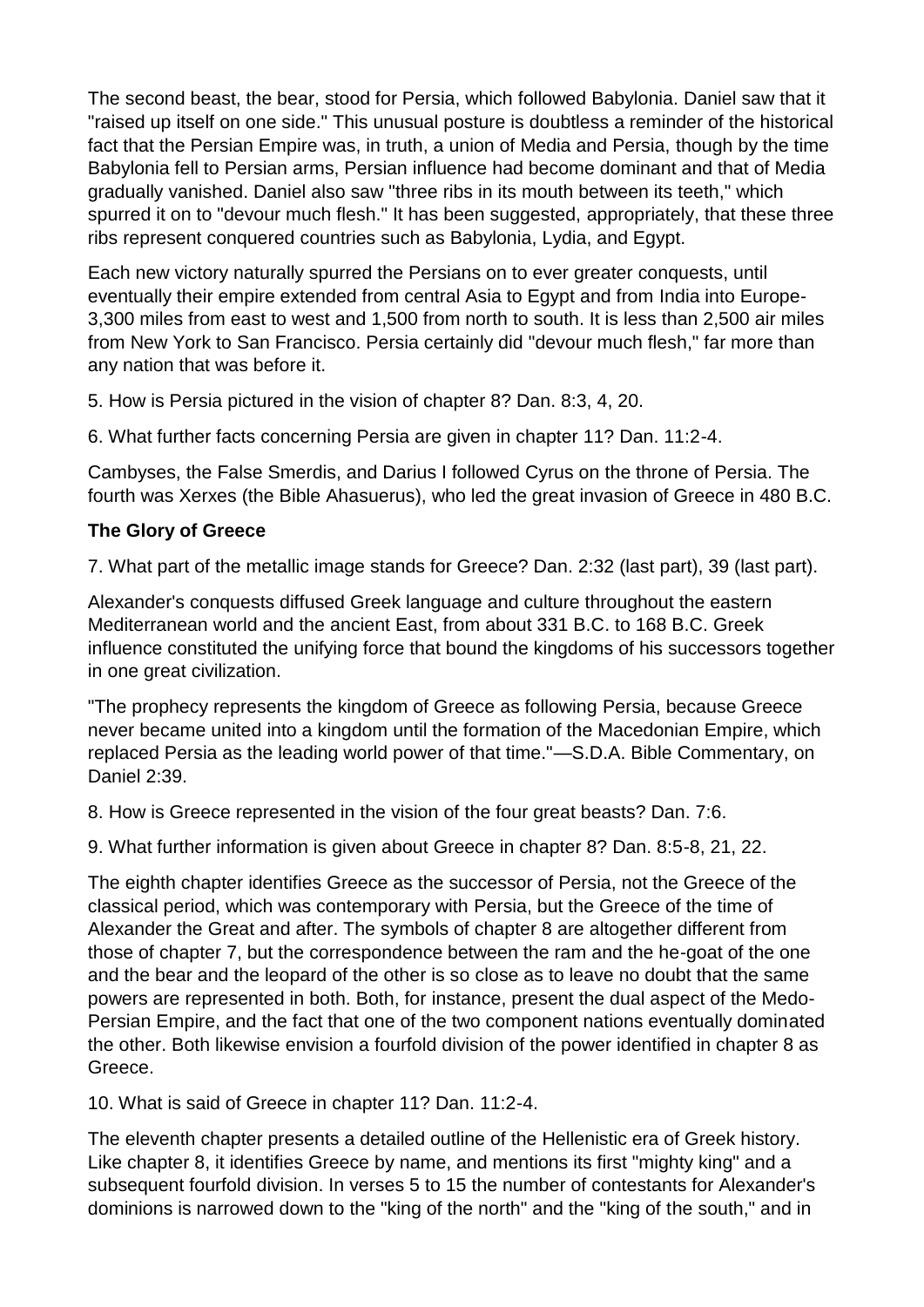The second beast, the bear, stood for Persia, which followed Babylonia. Daniel saw that it "raised up itself on one side." This unusual posture is doubtless a reminder of the historical fact that the Persian Empire was, in truth, a union of Media and Persia, though by the time Babylonia fell to Persian arms, Persian influence had become dominant and that of Media gradually vanished. Daniel also saw "three ribs in its mouth between its teeth," which spurred it on to "devour much flesh." It has been suggested, appropriately, that these three ribs represent conquered countries such as Babylonia, Lydia, and Egypt.

Each new victory naturally spurred the Persians on to ever greater conquests, until eventually their empire extended from central Asia to Egypt and from India into Europe-3,300 miles from east to west and 1,500 from north to south. It is less than 2,500 air miles from New York to San Francisco. Persia certainly did "devour much flesh," far more than any nation that was before it.

5. How is Persia pictured in the vision of chapter 8? Dan. 8:3, 4, 20.

6. What further facts concerning Persia are given in chapter 11? Dan. 11:2-4.

Cambyses, the False Smerdis, and Darius I followed Cyrus on the throne of Persia. The fourth was Xerxes (the Bible Ahasuerus), who led the great invasion of Greece in 480 B.C.

**The Glory of Greece**

7. What part of the metallic image stands for Greece? Dan. 2:32 (last part), 39 (last part).

Alexander's conquests diffused Greek language and culture throughout the eastern Mediterranean world and the ancient East, from about 331 B.C. to 168 B.C. Greek influence constituted the unifying force that bound the kingdoms of his successors together in one great civilization.

"The prophecy represents the kingdom of Greece as following Persia, because Greece never became united into a kingdom until the formation of the Macedonian Empire, which replaced Persia as the leading world power of that time."—S.D.A. Bible Commentary, on Daniel 2:39.

8. How is Greece represented in the vision of the four great beasts? Dan. 7:6.

9. What further information is given about Greece in chapter 8? Dan. 8:5-8, 21, 22.

The eighth chapter identifies Greece as the successor of Persia, not the Greece of the classical period, which was contemporary with Persia, but the Greece of the time of Alexander the Great and after. The symbols of chapter 8 are altogether different from those of chapter 7, but the correspondence between the ram and the he-goat of the one and the bear and the leopard of the other is so close as to leave no doubt that the same powers are represented in both. Both, for instance, present the dual aspect of the Medo-Persian Empire, and the fact that one of the two component nations eventually dominated the other. Both likewise envision a fourfold division of the power identified in chapter 8 as Greece.

10. What is said of Greece in chapter 11? Dan. 11:2-4.

The eleventh chapter presents a detailed outline of the Hellenistic era of Greek history. Like chapter 8, it identifies Greece by name, and mentions its first "mighty king" and a subsequent fourfold division. In verses 5 to 15 the number of contestants for Alexander's dominions is narrowed down to the "king of the north" and the "king of the south," and in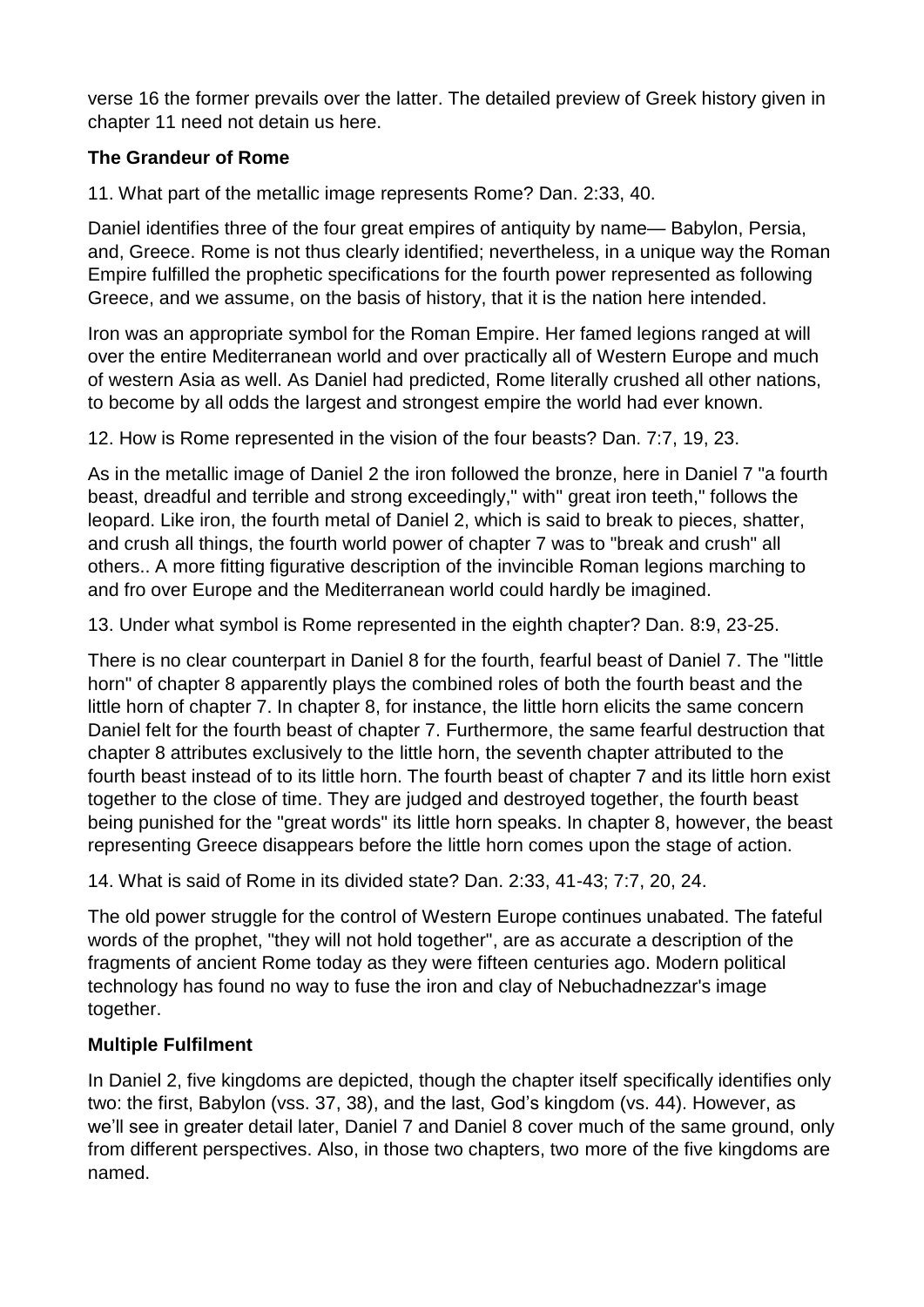verse 16 the former prevails over the latter. The detailed preview of Greek history given in chapter 11 need not detain us here.

**The Grandeur of Rome**

11. What part of the metallic image represents Rome? Dan. 2:33, 40.

Daniel identifies three of the four great empires of antiquity by name— Babylon, Persia, and, Greece. Rome is not thus clearly identified; nevertheless, in a unique way the Roman Empire fulfilled the prophetic specifications for the fourth power represented as following Greece, and we assume, on the basis of history, that it is the nation here intended.

Iron was an appropriate symbol for the Roman Empire. Her famed legions ranged at will over the entire Mediterranean world and over practically all of Western Europe and much of western Asia as well. As Daniel had predicted, Rome literally crushed all other nations, to become by all odds the largest and strongest empire the world had ever known.

12. How is Rome represented in the vision of the four beasts? Dan. 7:7, 19, 23.

As in the metallic image of Daniel 2 the iron followed the bronze, here in Daniel 7 "a fourth beast, dreadful and terrible and strong exceedingly," with" great iron teeth," follows the leopard. Like iron, the fourth metal of Daniel 2, which is said to break to pieces, shatter, and crush all things, the fourth world power of chapter 7 was to "break and crush" all others.. A more fitting figurative description of the invincible Roman legions marching to and fro over Europe and the Mediterranean world could hardly be imagined.

13. Under what symbol is Rome represented in the eighth chapter? Dan. 8:9, 23-25.

There is no clear counterpart in Daniel 8 for the fourth, fearful beast of Daniel 7. The "little horn" of chapter 8 apparently plays the combined roles of both the fourth beast and the little horn of chapter 7. In chapter 8, for instance, the little horn elicits the same concern Daniel felt for the fourth beast of chapter 7. Furthermore, the same fearful destruction that chapter 8 attributes exclusively to the little horn, the seventh chapter attributed to the fourth beast instead of to its little horn. The fourth beast of chapter 7 and its little horn exist together to the close of time. They are judged and destroyed together, the fourth beast being punished for the "great words" its little horn speaks. In chapter 8, however, the beast representing Greece disappears before the little horn comes upon the stage of action.

14. What is said of Rome in its divided state? Dan. 2:33, 41-43; 7:7, 20, 24.

The old power struggle for the control of Western Europe continues unabated. The fateful words of the prophet, "they will not hold together", are as accurate a description of the fragments of ancient Rome today as they were fifteen centuries ago. Modern political technology has found no way to fuse the iron and clay of Nebuchadnezzar's image together.

**Multiple Fulfilment**

In Daniel 2, five kingdoms are depicted, though the chapter itself specifically identifies only two: the first, Babylon (vss. 37, 38), and the last, God's kingdom (vs. 44). However, as we'll see in greater detail later, Daniel 7 and Daniel 8 cover much of the same ground, only from different perspectives. Also, in those two chapters, two more of the five kingdoms are named.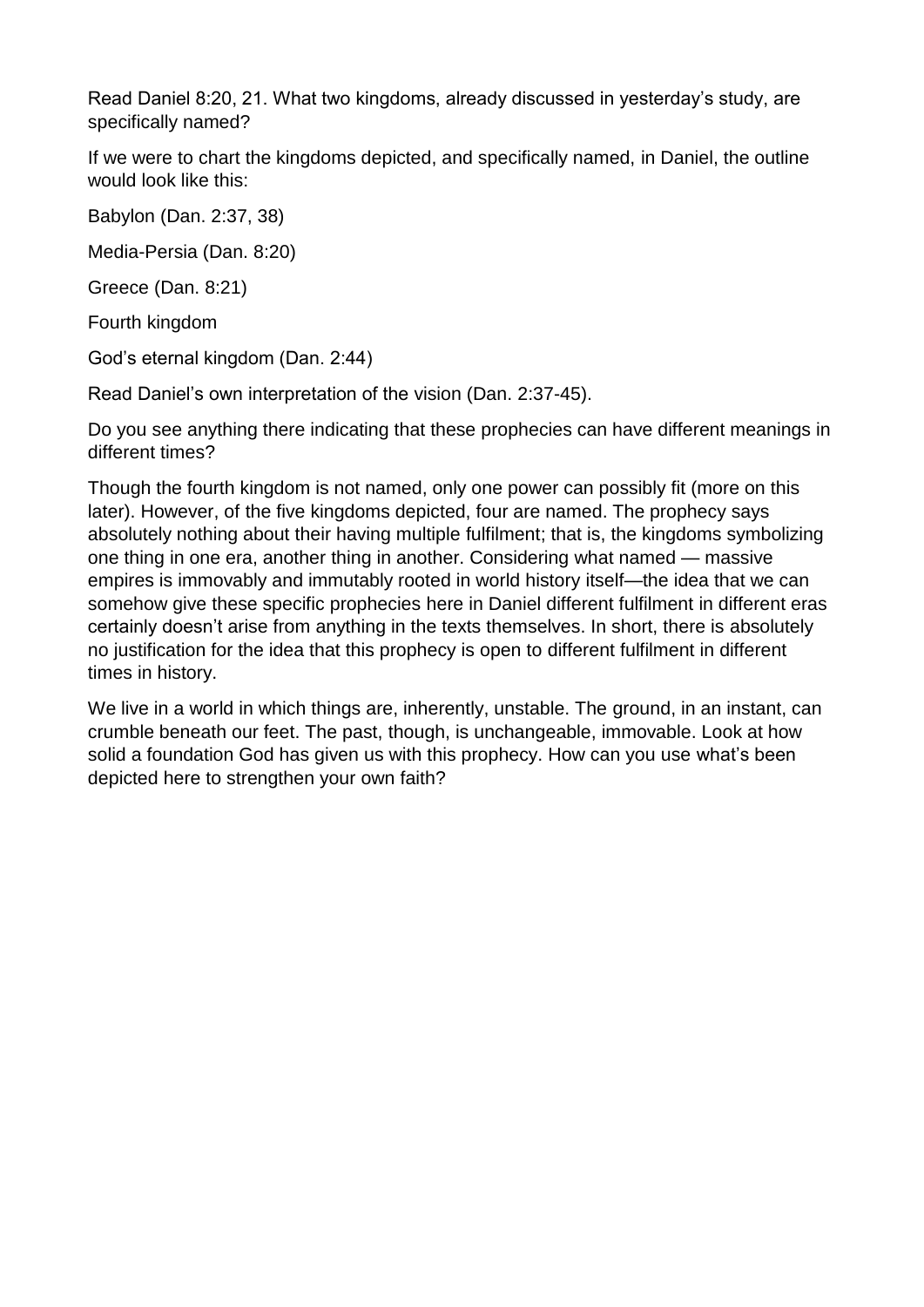Read Daniel 8:20, 21. What two kingdoms, already discussed in yesterday's study, are specifically named?

If we were to chart the kingdoms depicted, and specifically named, in Daniel, the outline would look like this:

Babylon (Dan. 2:37, 38)

Media-Persia (Dan. 8:20)

Greece (Dan. 8:21)

Fourth kingdom

God's eternal kingdom (Dan. 2:44)

Read Daniel's own interpretation of the vision (Dan. 2:37-45).

Do you see anything there indicating that these prophecies can have different meanings in different times?

Though the fourth kingdom is not named, only one power can possibly fit (more on this later). However, of the five kingdoms depicted, four are named. The prophecy says absolutely nothing about their having multiple fulfilment; that is, the kingdoms symbolizing one thing in one era, another thing in another. Considering what named — massive empires is immovably and immutably rooted in world history itself—the idea that we can somehow give these specific prophecies here in Daniel different fulfilment in different eras certainly doesn't arise from anything in the texts themselves. In short, there is absolutely no justification for the idea that this prophecy is open to different fulfilment in different times in history.

We live in a world in which things are, inherently, unstable. The ground, in an instant, can crumble beneath our feet. The past, though, is unchangeable, immovable. Look at how solid a foundation God has given us with this prophecy. How can you use what's been depicted here to strengthen your own faith?